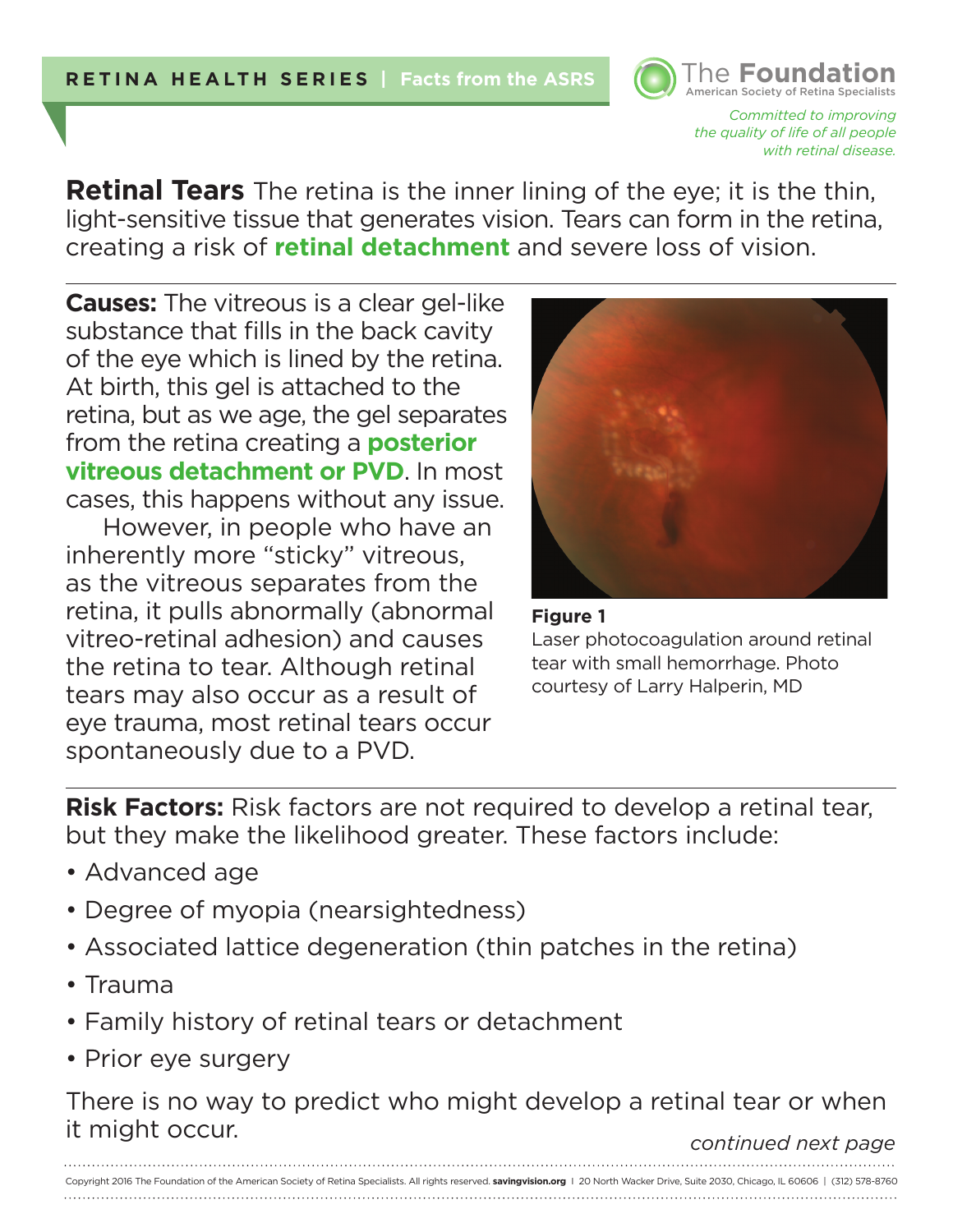**RETINA HEALTH SERIES** | **Facts from the ASRS**

**The Foundation**
American Society of Retina Specialists

*Committed to improving the quality of life of all people with retinal disease.*

**Retinal Tears** The retina is the inner lining of the eye; it is the thin, light-sensitive tissue that generates vision. Tears can form in the retina, creating a risk of **retinal detachment** and severe loss of vision.

**Causes:** The vitreous is a clear gel-like substance that fills in the back cavity of the eye which is lined by the retina. At birth, this gel is attached to the retina, but as we age, the gel separates from the retina creating a **posterior vitreous detachment or PVD**. In most cases, this happens without any issue.

However, in people who have an inherently more "sticky" vitreous, as the vitreous separates from the retina, it pulls abnormally (abnormal vitreo-retinal adhesion) and causes the retina to tear. Although retinal tears may also occur as a result of eye trauma, most retinal tears occur spontaneously due to a PVD.

**Figure 1**
Laser photocoagulation around retinal tear with small hemorrhage. Photo courtesy of Larry Halperin, MD

**Risk Factors:** Risk factors are not required to develop a retinal tear, but they make the likelihood greater. These factors include:

- Advanced age
- Degree of myopia (nearsightedness)
- Associated lattice degeneration (thin patches in the retina)
- Trauma
- Family history of retinal tears or detachment
- Prior eye surgery

There is no way to predict who might develop a retinal tear or when it might occur.

*continued next page*

Copyright 2016 The Foundation of the American Society of Retina Specialists. All rights reserved. **savingvision.org** | 20 North Wacker Drive, Suite 2030, Chicago, IL 60606 | (312) 578-8760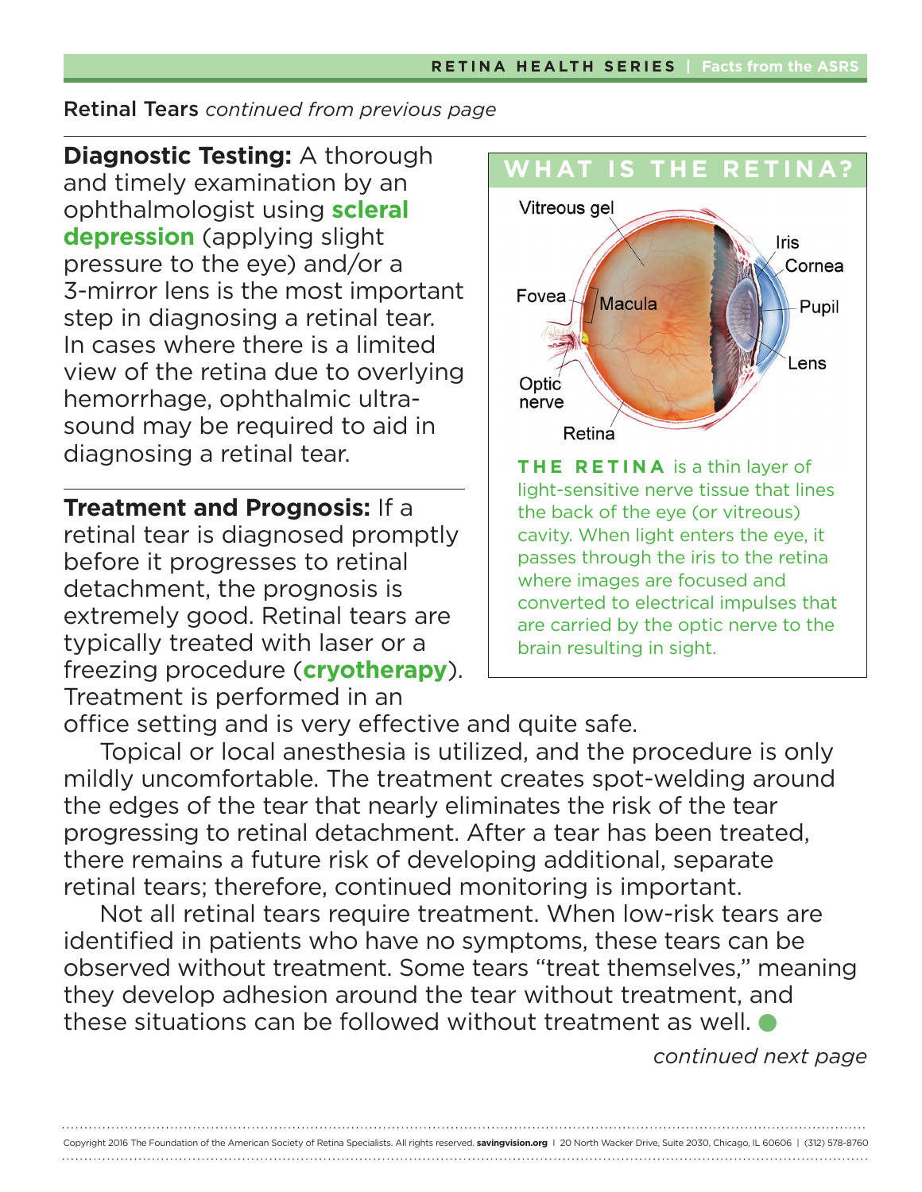Retinal Tears *continued from previous page*

**Diagnostic Testing:** A thorough and timely examination by an ophthalmologist using **scleral depression** (applying slight pressure to the eye) and/or a 3-mirror lens is the most important step in diagnosing a retinal tear. In cases where there is a limited view of the retina due to overlying hemorrhage, ophthalmic ultrasound may be required to aid in diagnosing a retinal tear.

**Treatment and Prognosis:** If a retinal tear is diagnosed promptly before it progresses to retinal detachment, the prognosis is extremely good. Retinal tears are typically treated with laser or a freezing procedure (**cryotherapy**). Treatment is performed in an office setting and is very effective and quite safe.

Topical or local anesthesia is utilized, and the procedure is only mildly uncomfortable. The treatment creates spot-welding around the edges of the tear that nearly eliminates the risk of the tear progressing to retinal detachment. After a tear has been treated, there remains a future risk of developing additional, separate retinal tears; therefore, continued monitoring is important.

Not all retinal tears require treatment. When low-risk tears are identified in patients who have no symptoms, these tears can be observed without treatment. Some tears "treat themselves," meaning they develop adhesion around the tear without treatment, and these situations can be followed without treatment as well.

## WHAT IS THE RETINA?

Vitreous gel, Iris, Cornea, Fovea, Macula, Pupil, Lens, Optic nerve, Retina

**THE RETINA** is a thin layer of light-sensitive nerve tissue that lines the back of the eye (or vitreous) cavity. When light enters the eye, it passes through the iris to the retina where images are focused and converted to electrical impulses that are carried by the optic nerve to the brain resulting in sight.

*continued next page*

Copyright 2016 The Foundation of the American Society of Retina Specialists. All rights reserved. **savingvision.org** | 20 North Wacker Drive, Suite 2030, Chicago, IL 60606 | (312) 578-8760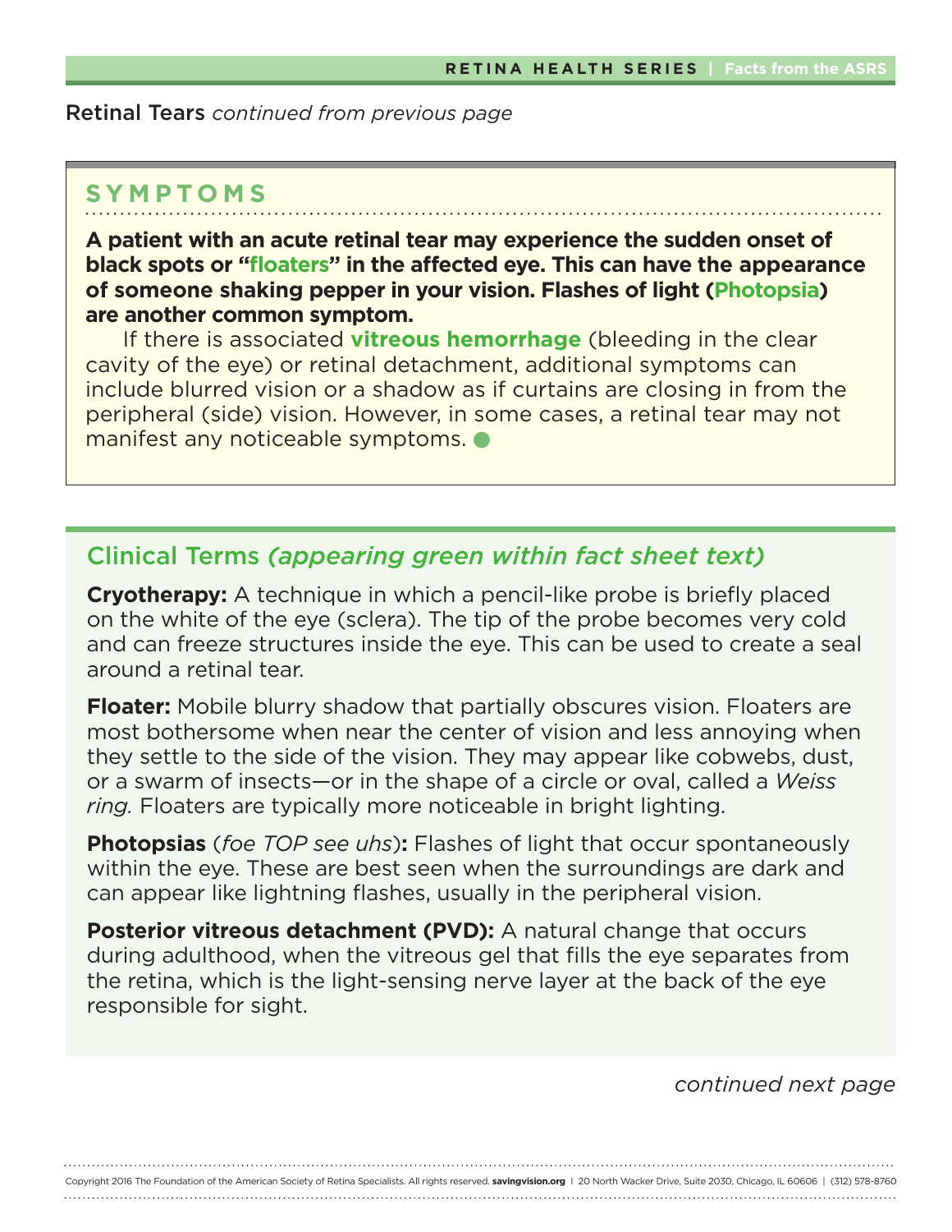Retinal Tears *continued from previous page*

## SYMPTOMS

**A patient with an acute retinal tear may experience the sudden onset of black spots or "floaters" in the affected eye. This can have the appearance of someone shaking pepper in your vision. Flashes of light (Photopsia) are another common symptom.**

If there is associated **vitreous hemorrhage** (bleeding in the clear cavity of the eye) or retinal detachment, additional symptoms can include blurred vision or a shadow as if curtains are closing in from the peripheral (side) vision. However, in some cases, a retinal tear may not manifest any noticeable symptoms.

## Clinical Terms *(appearing green within fact sheet text)*

**Cryotherapy:** A technique in which a pencil-like probe is briefly placed on the white of the eye (sclera). The tip of the probe becomes very cold and can freeze structures inside the eye. This can be used to create a seal around a retinal tear.

**Floater:** Mobile blurry shadow that partially obscures vision. Floaters are most bothersome when near the center of vision and less annoying when they settle to the side of the vision. They may appear like cobwebs, dust, or a swarm of insects—or in the shape of a circle or oval, called a *Weiss ring.* Floaters are typically more noticeable in bright lighting.

**Photopsias** (*foe TOP see uhs*)**:** Flashes of light that occur spontaneously within the eye. These are best seen when the surroundings are dark and can appear like lightning flashes, usually in the peripheral vision.

**Posterior vitreous detachment (PVD):** A natural change that occurs during adulthood, when the vitreous gel that fills the eye separates from the retina, which is the light-sensing nerve layer at the back of the eye responsible for sight.

*continued next page*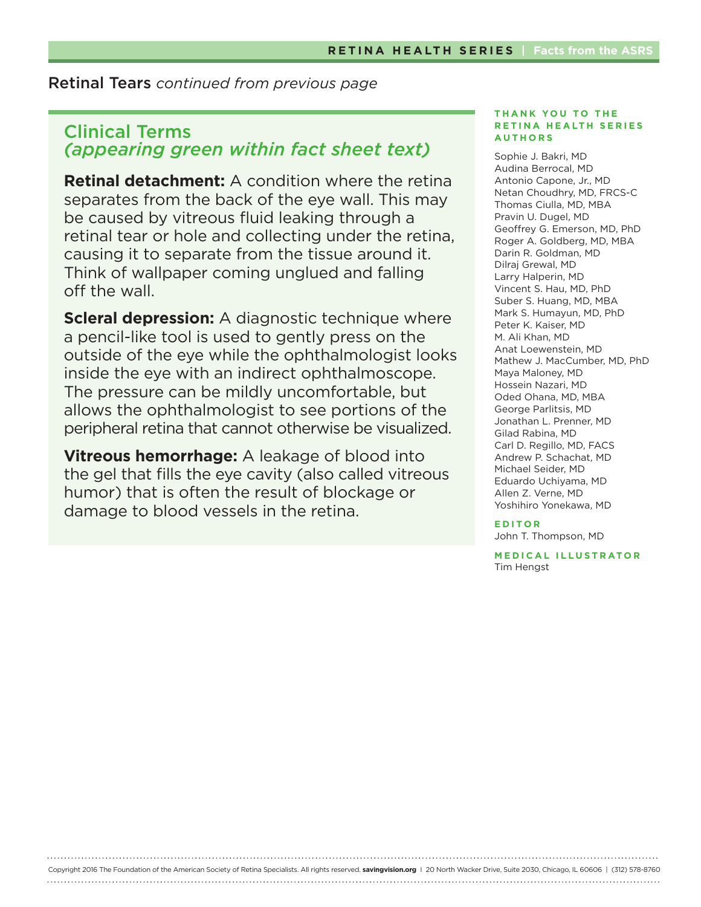Retinal Tears *continued from previous page*

## Clinical Terms *(appearing green within fact sheet text)*

**Retinal detachment:** A condition where the retina separates from the back of the eye wall. This may be caused by vitreous fluid leaking through a retinal tear or hole and collecting under the retina, causing it to separate from the tissue around it. Think of wallpaper coming unglued and falling off the wall.

**Scleral depression:** A diagnostic technique where a pencil-like tool is used to gently press on the outside of the eye while the ophthalmologist looks inside the eye with an indirect ophthalmoscope. The pressure can be mildly uncomfortable, but allows the ophthalmologist to see portions of the peripheral retina that cannot otherwise be visualized.

**Vitreous hemorrhage:** A leakage of blood into the gel that fills the eye cavity (also called vitreous humor) that is often the result of blockage or damage to blood vessels in the retina.

**THANK YOU TO THE RETINA HEALTH SERIES AUTHORS**

Sophie J. Bakri, MD
Audina Berrocal, MD
Antonio Capone, Jr., MD
Netan Choudhry, MD, FRCS-C
Thomas Ciulla, MD, MBA
Pravin U. Dugel, MD
Geoffrey G. Emerson, MD, PhD
Roger A. Goldberg, MD, MBA
Darin R. Goldman, MD
Dilraj Grewal, MD
Larry Halperin, MD
Vincent S. Hau, MD, PhD
Suber S. Huang, MD, MBA
Mark S. Humayun, MD, PhD
Peter K. Kaiser, MD
M. Ali Khan, MD
Anat Loewenstein, MD
Mathew J. MacCumber, MD, PhD
Maya Maloney, MD
Hossein Nazari, MD
Oded Ohana, MD, MBA
George Parlitsis, MD
Jonathan L. Prenner, MD
Gilad Rabina, MD
Carl D. Regillo, MD, FACS
Andrew P. Schachat, MD
Michael Seider, MD
Eduardo Uchiyama, MD
Allen Z. Verne, MD
Yoshihiro Yonekawa, MD

**EDITOR**
John T. Thompson, MD

**MEDICAL ILLUSTRATOR**
Tim Hengst

Copyright 2016 The Foundation of the American Society of Retina Specialists. All rights reserved. **savingvision.org** | 20 North Wacker Drive, Suite 2030, Chicago, IL 60606 | (312) 578-8760